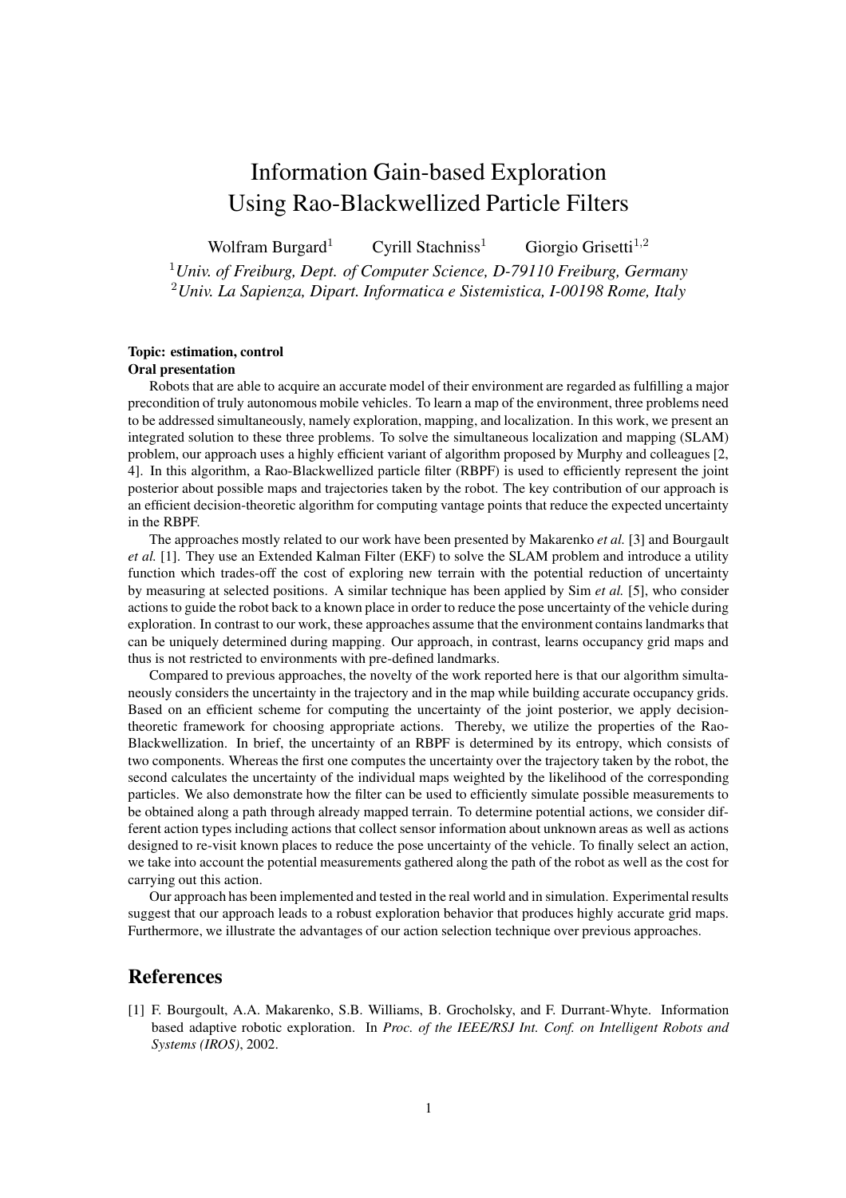# Information Gain-based Exploration Using Rao-Blackwellized Particle Filters

Wolfram Burgard[1] Cyrill Stachniss[1] Giorgio Grisetti[1,2]

[1]*Univ. of Freiburg, Dept. of Computer Science, D-79110 Freiburg, Germany*
[2]*Univ. La Sapienza, Dipart. Informatica e Sistemistica, I-00198 Rome, Italy*

**Topic: estimation, control**
**Oral presentation**

Robots that are able to acquire an accurate model of their environment are regarded as fulfilling a major precondition of truly autonomous mobile vehicles. To learn a map of the environment, three problems need to be addressed simultaneously, namely exploration, mapping, and localization. In this work, we present an integrated solution to these three problems. To solve the simultaneous localization and mapping (SLAM) problem, our approach uses a highly efficient variant of algorithm proposed by Murphy and colleagues [2, 4]. In this algorithm, a Rao-Blackwellized particle filter (RBPF) is used to efficiently represent the joint posterior about possible maps and trajectories taken by the robot. The key contribution of our approach is an efficient decision-theoretic algorithm for computing vantage points that reduce the expected uncertainty in the RBPF.

The approaches mostly related to our work have been presented by Makarenko *et al.* [3] and Bourgault *et al.* [1]. They use an Extended Kalman Filter (EKF) to solve the SLAM problem and introduce a utility function which trades-off the cost of exploring new terrain with the potential reduction of uncertainty by measuring at selected positions. A similar technique has been applied by Sim *et al.* [5], who consider actions to guide the robot back to a known place in order to reduce the pose uncertainty of the vehicle during exploration. In contrast to our work, these approaches assume that the environment contains landmarks that can be uniquely determined during mapping. Our approach, in contrast, learns occupancy grid maps and thus is not restricted to environments with pre-defined landmarks.

Compared to previous approaches, the novelty of the work reported here is that our algorithm simultaneously considers the uncertainty in the trajectory and in the map while building accurate occupancy grids. Based on an efficient scheme for computing the uncertainty of the joint posterior, we apply decision-theoretic framework for choosing appropriate actions. Thereby, we utilize the properties of the Rao-Blackwellization. In brief, the uncertainty of an RBPF is determined by its entropy, which consists of two components. Whereas the first one computes the uncertainty over the trajectory taken by the robot, the second calculates the uncertainty of the individual maps weighted by the likelihood of the corresponding particles. We also demonstrate how the filter can be used to efficiently simulate possible measurements to be obtained along a path through already mapped terrain. To determine potential actions, we consider different action types including actions that collect sensor information about unknown areas as well as actions designed to re-visit known places to reduce the pose uncertainty of the vehicle. To finally select an action, we take into account the potential measurements gathered along the path of the robot as well as the cost for carrying out this action.

Our approach has been implemented and tested in the real world and in simulation. Experimental results suggest that our approach leads to a robust exploration behavior that produces highly accurate grid maps. Furthermore, we illustrate the advantages of our action selection technique over previous approaches.

## References

[1] F. Bourgoult, A.A. Makarenko, S.B. Williams, B. Grocholsky, and F. Durrant-Whyte. Information based adaptive robotic exploration. In *Proc. of the IEEE/RSJ Int. Conf. on Intelligent Robots and Systems (IROS)*, 2002.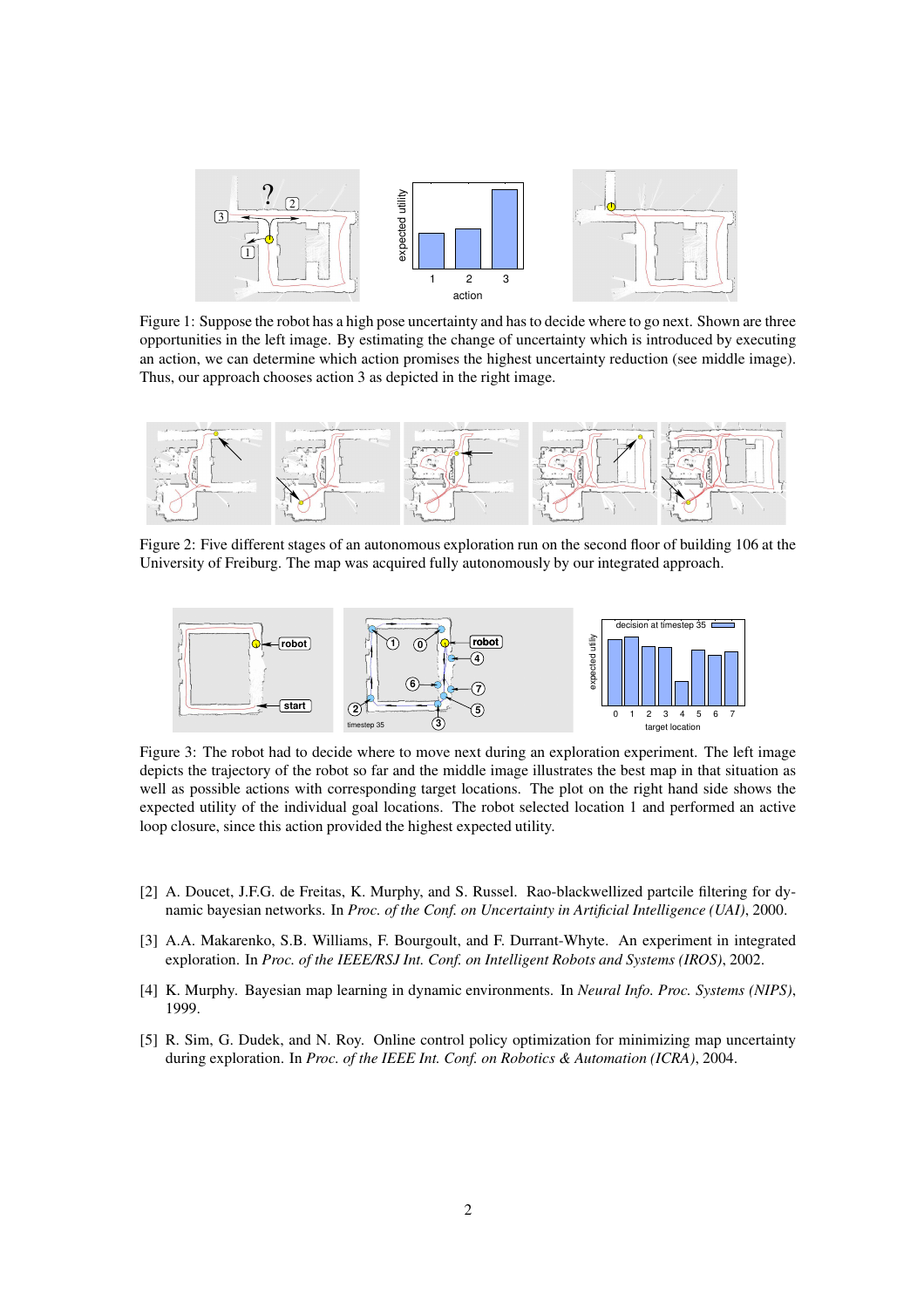?

3

2

1

expected utility

1 2 3

action

Figure 1: Suppose the robot has a high pose uncertainty and has to decide where to go next. Shown are three opportunities in the left image. By estimating the change of uncertainty which is introduced by executing an action, we can determine which action promises the highest uncertainty reduction (see middle image). Thus, our approach chooses action 3 as depicted in the right image.

Figure 2: Five different stages of an autonomous exploration run on the second floor of building 106 at the University of Freiburg. The map was acquired fully autonomously by our integrated approach.

robot

start

robot

timestep 35

decision at timestep 35

expected utiliy

0 1 2 3 4 5 6 7

target location

Figure 3: The robot had to decide where to move next during an exploration experiment. The left image depicts the trajectory of the robot so far and the middle image illustrates the best map in that situation as well as possible actions with corresponding target locations. The plot on the right hand side shows the expected utility of the individual goal locations. The robot selected location 1 and performed an active loop closure, since this action provided the highest expected utility.

[2] A. Doucet, J.F.G. de Freitas, K. Murphy, and S. Russel. Rao-blackwellized partcile filtering for dynamic bayesian networks. In *Proc. of the Conf. on Uncertainty in Artificial Intelligence (UAI)*, 2000.

[3] A.A. Makarenko, S.B. Williams, F. Bourgoult, and F. Durrant-Whyte. An experiment in integrated exploration. In *Proc. of the IEEE/RSJ Int. Conf. on Intelligent Robots and Systems (IROS)*, 2002.

[4] K. Murphy. Bayesian map learning in dynamic environments. In *Neural Info. Proc. Systems (NIPS)*, 1999.

[5] R. Sim, G. Dudek, and N. Roy. Online control policy optimization for minimizing map uncertainty during exploration. In *Proc. of the IEEE Int. Conf. on Robotics & Automation (ICRA)*, 2004.